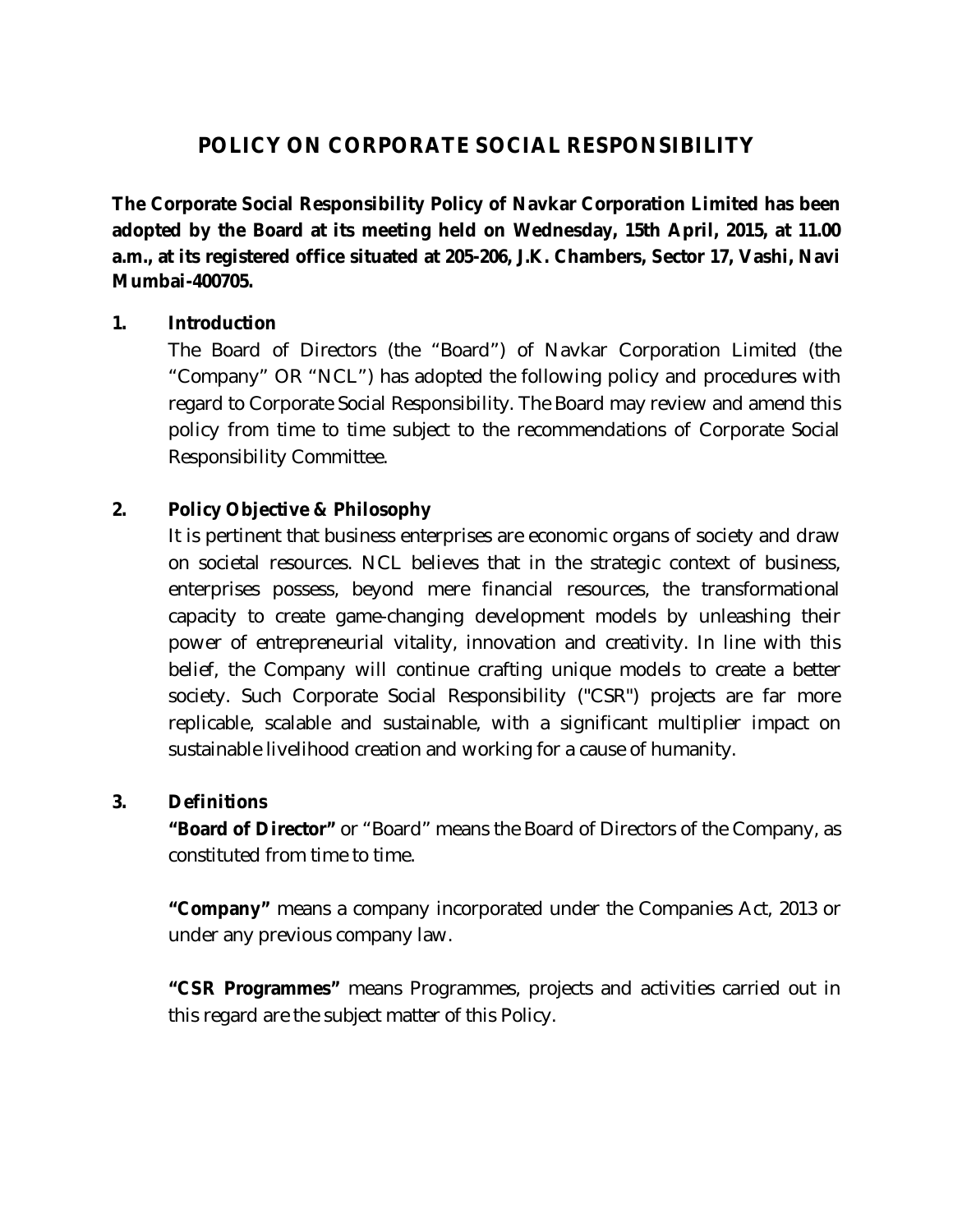# POLICY ON CORPORATE SOCIAL RESPONSIBILITY

**The Corporate Social Responsibility Policy of Navkar Corporation Limited has been adopted by the Board at its meeting held on Wednesday, 15th April, 2015, at 11.00 a.m., at its registered office situated at 205-206, J.K. Chambers, Sector 17, Vashi, Navi Mumbai-400705.**

## 1. Introduction

The Board of Directors (the "Board") of Navkar Corporation Limited (the "Company" OR "NCL") has adopted the following policy and procedures with regard to Corporate Social Responsibility. The Board may review and amend this policy from time to time subject to the recommendations of Corporate Social Responsibility Committee.

## 2. Policy Objective & Philosophy

It is pertinent that business enterprises are economic organs of society and draw on societal resources. NCL believes that in the strategic context of business, enterprises possess, beyond mere financial resources, the transformational capacity to create game-changing development models by unleashing their power of entrepreneurial vitality, innovation and creativity. In line with this belief, the Company will continue crafting unique models to create a better society. Such Corporate Social Responsibility ("CSR") projects are far more replicable, scalable and sustainable, with a significant multiplier impact on sustainable livelihood creation and working for a cause of humanity.

## 3. Definitions

**"Board of Director"** or "Board" means the Board of Directors of the Company, as constituted from time to time.

**"Company"** means a company incorporated under the Companies Act, 2013 or under any previous company law.

**"CSR Programmes"** means Programmes, projects and activities carried out in this regard are the subject matter of this Policy.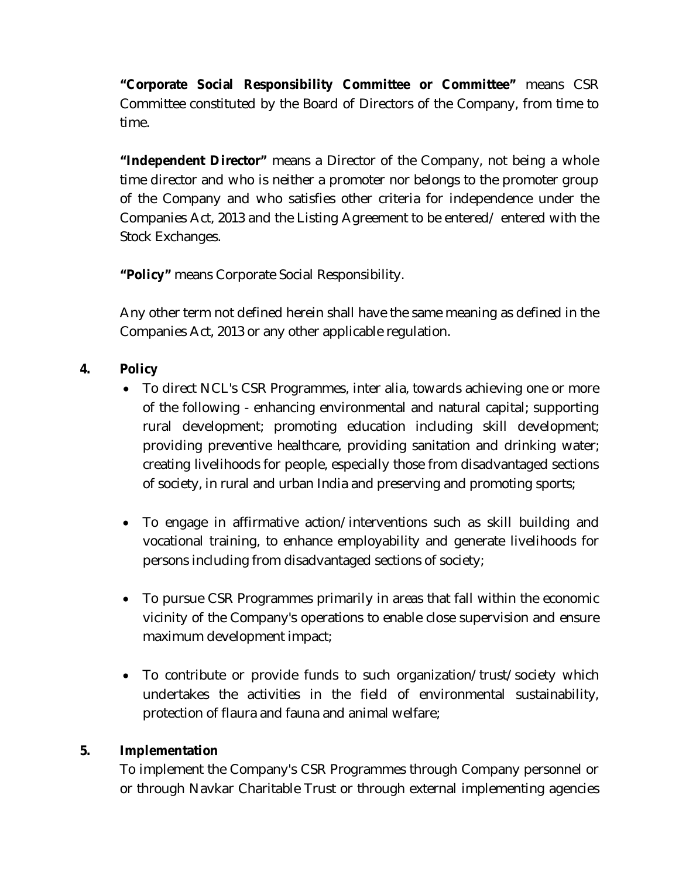**"Corporate Social Responsibility Committee or Committee"** means CSR Committee constituted by the Board of Directors of the Company, from time to time.

**"Independent Director"** means a Director of the Company, not being a whole time director and who is neither a promoter nor belongs to the promoter group of the Company and who satisfies other criteria for independence under the Companies Act, 2013 and the Listing Agreement to be entered/ entered with the Stock Exchanges.

**"Policy"** means Corporate Social Responsibility.

Any other term not defined herein shall have the same meaning as defined in the Companies Act, 2013 or any other applicable regulation.

**4. Policy**

- To direct NCL's CSR Programmes, inter alia, towards achieving one or more of the following - enhancing environmental and natural capital; supporting rural development; promoting education including skill development; providing preventive healthcare, providing sanitation and drinking water; creating livelihoods for people, especially those from disadvantaged sections of society, in rural and urban India and preserving and promoting sports;

- To engage in affirmative action/interventions such as skill building and vocational training, to enhance employability and generate livelihoods for persons including from disadvantaged sections of society;

- To pursue CSR Programmes primarily in areas that fall within the economic vicinity of the Company's operations to enable close supervision and ensure maximum development impact;

- To contribute or provide funds to such organization/trust/society which undertakes the activities in the field of environmental sustainability, protection of flaura and fauna and animal welfare;

**5. Implementation**

To implement the Company's CSR Programmes through Company personnel or or through Navkar Charitable Trust or through external implementing agencies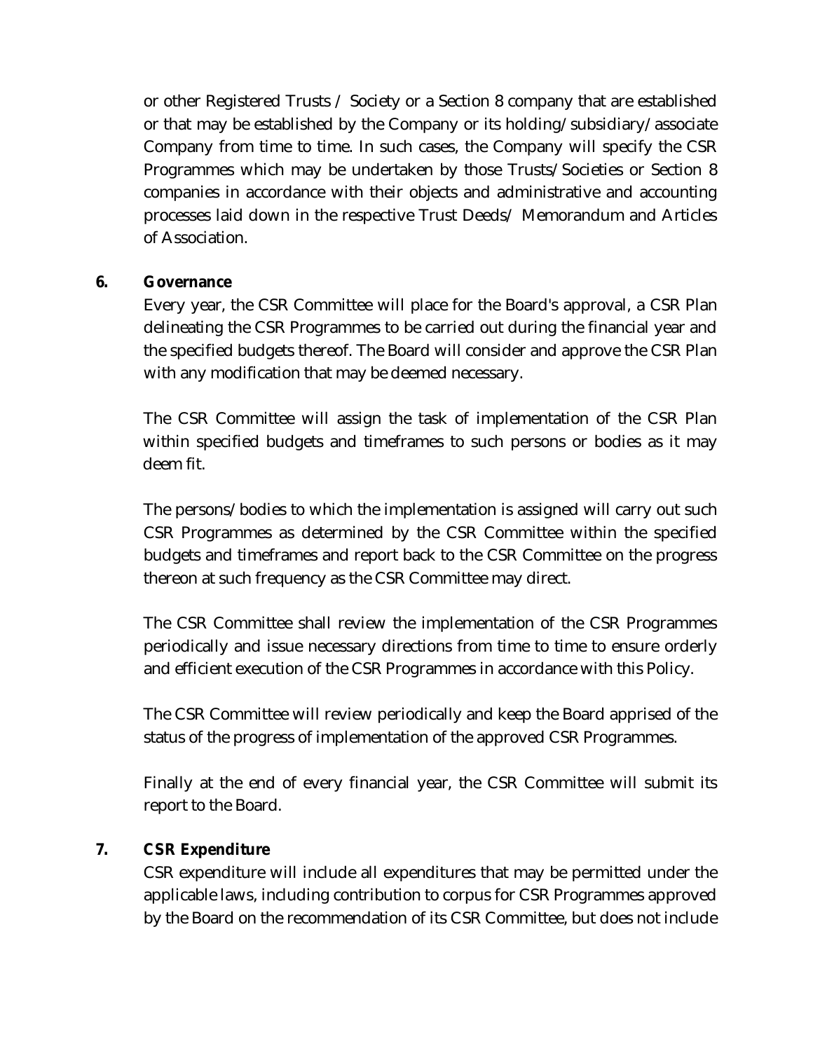or other Registered Trusts / Society or a Section 8 company that are established or that may be established by the Company or its holding/subsidiary/associate Company from time to time. In such cases, the Company will specify the CSR Programmes which may be undertaken by those Trusts/Societies or Section 8 companies in accordance with their objects and administrative and accounting processes laid down in the respective Trust Deeds/ Memorandum and Articles of Association.

## 6. Governance

Every year, the CSR Committee will place for the Board's approval, a CSR Plan delineating the CSR Programmes to be carried out during the financial year and the specified budgets thereof. The Board will consider and approve the CSR Plan with any modification that may be deemed necessary.

The CSR Committee will assign the task of implementation of the CSR Plan within specified budgets and timeframes to such persons or bodies as it may deem fit.

The persons/bodies to which the implementation is assigned will carry out such CSR Programmes as determined by the CSR Committee within the specified budgets and timeframes and report back to the CSR Committee on the progress thereon at such frequency as the CSR Committee may direct.

The CSR Committee shall review the implementation of the CSR Programmes periodically and issue necessary directions from time to time to ensure orderly and efficient execution of the CSR Programmes in accordance with this Policy.

The CSR Committee will review periodically and keep the Board apprised of the status of the progress of implementation of the approved CSR Programmes.

Finally at the end of every financial year, the CSR Committee will submit its report to the Board.

## 7. CSR Expenditure

CSR expenditure will include all expenditures that may be permitted under the applicable laws, including contribution to corpus for CSR Programmes approved by the Board on the recommendation of its CSR Committee, but does not include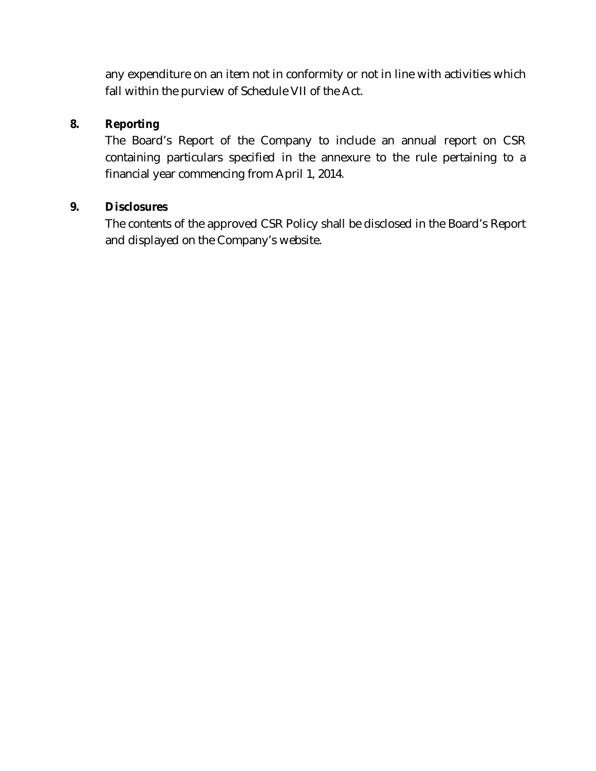any expenditure on an item not in conformity or not in line with activities which fall within the purview of Schedule VII of the Act.

**8. Reporting**

The Board's Report of the Company to include an annual report on CSR containing particulars specified in the annexure to the rule pertaining to a financial year commencing from April 1, 2014.

**9. Disclosures**

The contents of the approved CSR Policy shall be disclosed in the Board's Report and displayed on the Company's website.